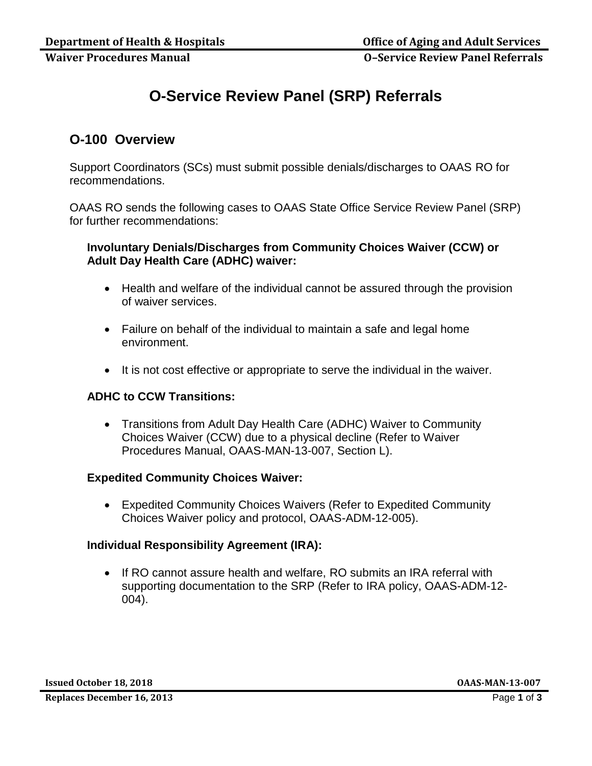# O-Service Review Panel (SRP) Referrals

## O-100 Overview

Support Coordinators (SCs) must submit possible denials/discharges to OAAS RO for recommendations.

OAAS RO sends the following cases to OAAS State Office Service Review Panel (SRP) for further recommendations:

**Involuntary Denials/Discharges from Community Choices Waiver (CCW) or Adult Day Health Care (ADHC) waiver:**

- Health and welfare of the individual cannot be assured through the provision of waiver services.
- Failure on behalf of the individual to maintain a safe and legal home environment.
- It is not cost effective or appropriate to serve the individual in the waiver.

**ADHC to CCW Transitions:**

- Transitions from Adult Day Health Care (ADHC) Waiver to Community Choices Waiver (CCW) due to a physical decline (Refer to Waiver Procedures Manual, OAAS-MAN-13-007, Section L).

**Expedited Community Choices Waiver:**

- Expedited Community Choices Waivers (Refer to Expedited Community Choices Waiver policy and protocol, OAAS-ADM-12-005).

**Individual Responsibility Agreement (IRA):**

- If RO cannot assure health and welfare, RO submits an IRA referral with supporting documentation to the SRP (Refer to IRA policy, OAAS-ADM-12-004).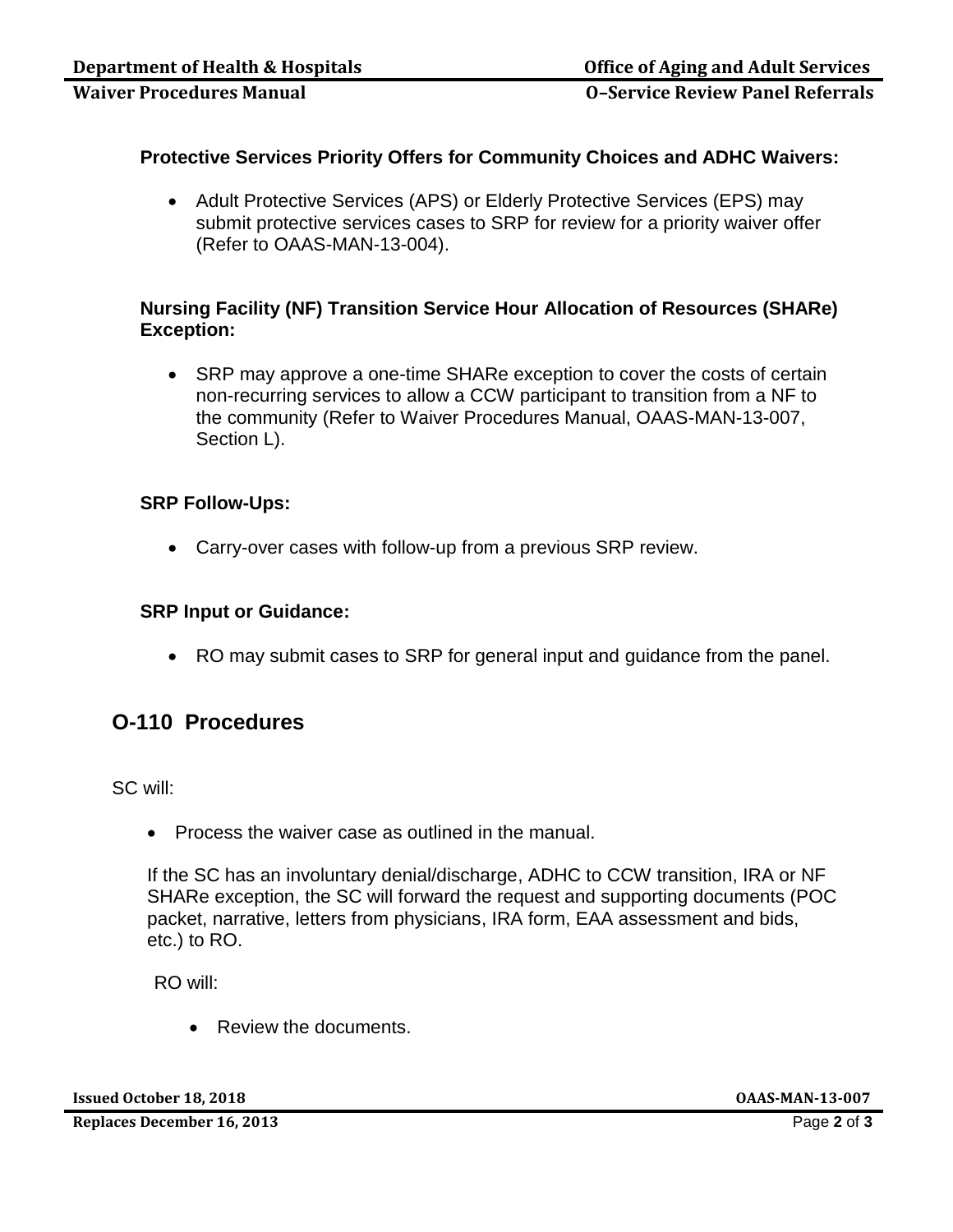**Protective Services Priority Offers for Community Choices and ADHC Waivers:**

- Adult Protective Services (APS) or Elderly Protective Services (EPS) may submit protective services cases to SRP for review for a priority waiver offer (Refer to OAAS-MAN-13-004).

**Nursing Facility (NF) Transition Service Hour Allocation of Resources (SHARe) Exception:**

- SRP may approve a one-time SHARe exception to cover the costs of certain non-recurring services to allow a CCW participant to transition from a NF to the community (Refer to Waiver Procedures Manual, OAAS-MAN-13-007, Section L).

**SRP Follow-Ups:**

- Carry-over cases with follow-up from a previous SRP review.

**SRP Input or Guidance:**

- RO may submit cases to SRP for general input and guidance from the panel.

## O-110 Procedures

SC will:

- Process the waiver case as outlined in the manual.

If the SC has an involuntary denial/discharge, ADHC to CCW transition, IRA or NF SHARe exception, the SC will forward the request and supporting documents (POC packet, narrative, letters from physicians, IRA form, EAA assessment and bids, etc.) to RO.

RO will:

- Review the documents.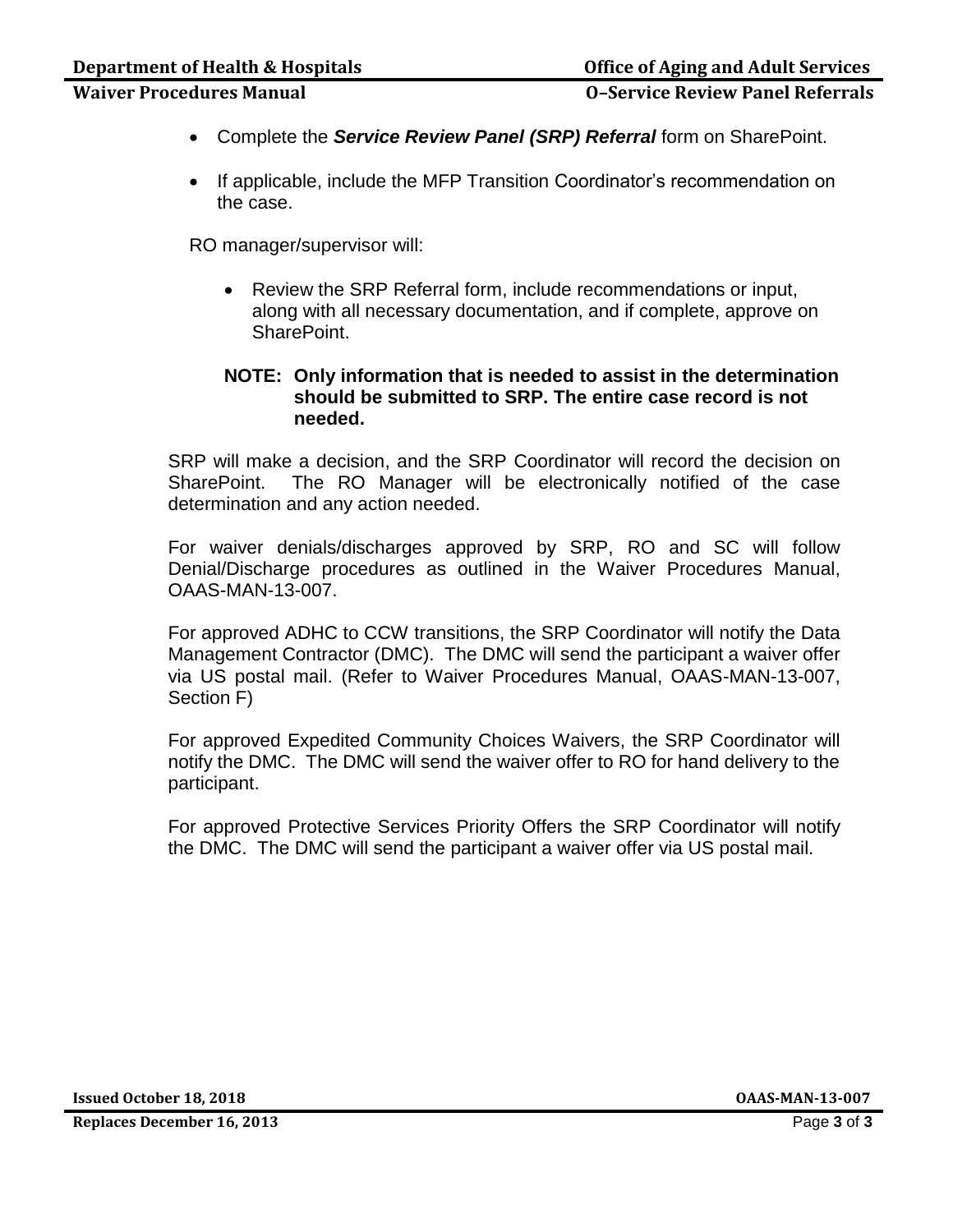- Complete the ***Service Review Panel (SRP) Referral*** form on SharePoint.
- If applicable, include the MFP Transition Coordinator's recommendation on the case.

RO manager/supervisor will:

- Review the SRP Referral form, include recommendations or input, along with all necessary documentation, and if complete, approve on SharePoint.

**NOTE: Only information that is needed to assist in the determination should be submitted to SRP. The entire case record is not needed.**

SRP will make a decision, and the SRP Coordinator will record the decision on SharePoint. The RO Manager will be electronically notified of the case determination and any action needed.

For waiver denials/discharges approved by SRP, RO and SC will follow Denial/Discharge procedures as outlined in the Waiver Procedures Manual, OAAS-MAN-13-007.

For approved ADHC to CCW transitions, the SRP Coordinator will notify the Data Management Contractor (DMC). The DMC will send the participant a waiver offer via US postal mail. (Refer to Waiver Procedures Manual, OAAS-MAN-13-007, Section F)

For approved Expedited Community Choices Waivers, the SRP Coordinator will notify the DMC. The DMC will send the waiver offer to RO for hand delivery to the participant.

For approved Protective Services Priority Offers the SRP Coordinator will notify the DMC. The DMC will send the participant a waiver offer via US postal mail.